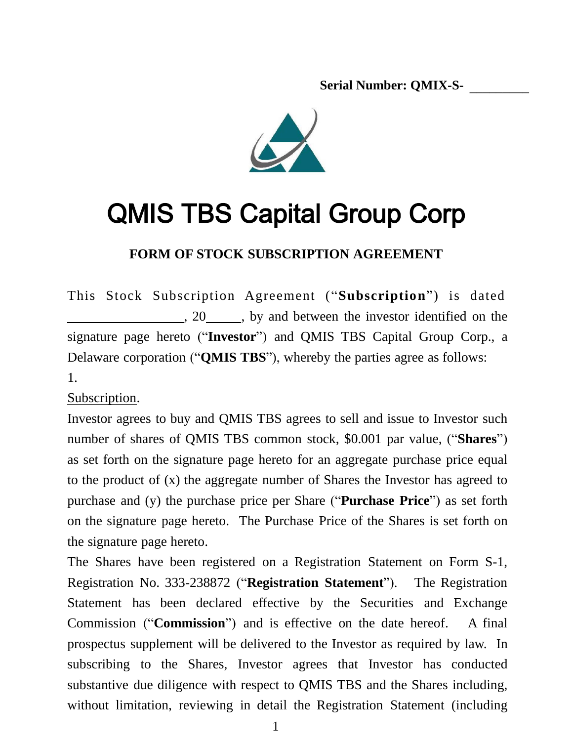**Serial Number: QMIX-S-** _________

# QMIS TBS Capital Group Corp

## FORM OF STOCK SUBSCRIPTION AGREEMENT

This Stock Subscription Agreement ("**Subscription**") is dated ________________, 20_____, by and between the investor identified on the signature page hereto ("**Investor**") and QMIS TBS Capital Group Corp., a Delaware corporation ("**QMIS TBS**"), whereby the parties agree as follows:

1.

Subscription.

Investor agrees to buy and QMIS TBS agrees to sell and issue to Investor such number of shares of QMIS TBS common stock, $0.001 par value, ("**Shares**") as set forth on the signature page hereto for an aggregate purchase price equal to the product of (x) the aggregate number of Shares the Investor has agreed to purchase and (y) the purchase price per Share ("**Purchase Price**") as set forth on the signature page hereto. The Purchase Price of the Shares is set forth on the signature page hereto.

The Shares have been registered on a Registration Statement on Form S-1, Registration No. 333-238872 ("**Registration Statement**"). The Registration Statement has been declared effective by the Securities and Exchange Commission ("**Commission**") and is effective on the date hereof. A final prospectus supplement will be delivered to the Investor as required by law. In subscribing to the Shares, Investor agrees that Investor has conducted substantive due diligence with respect to QMIS TBS and the Shares including, without limitation, reviewing in detail the Registration Statement (including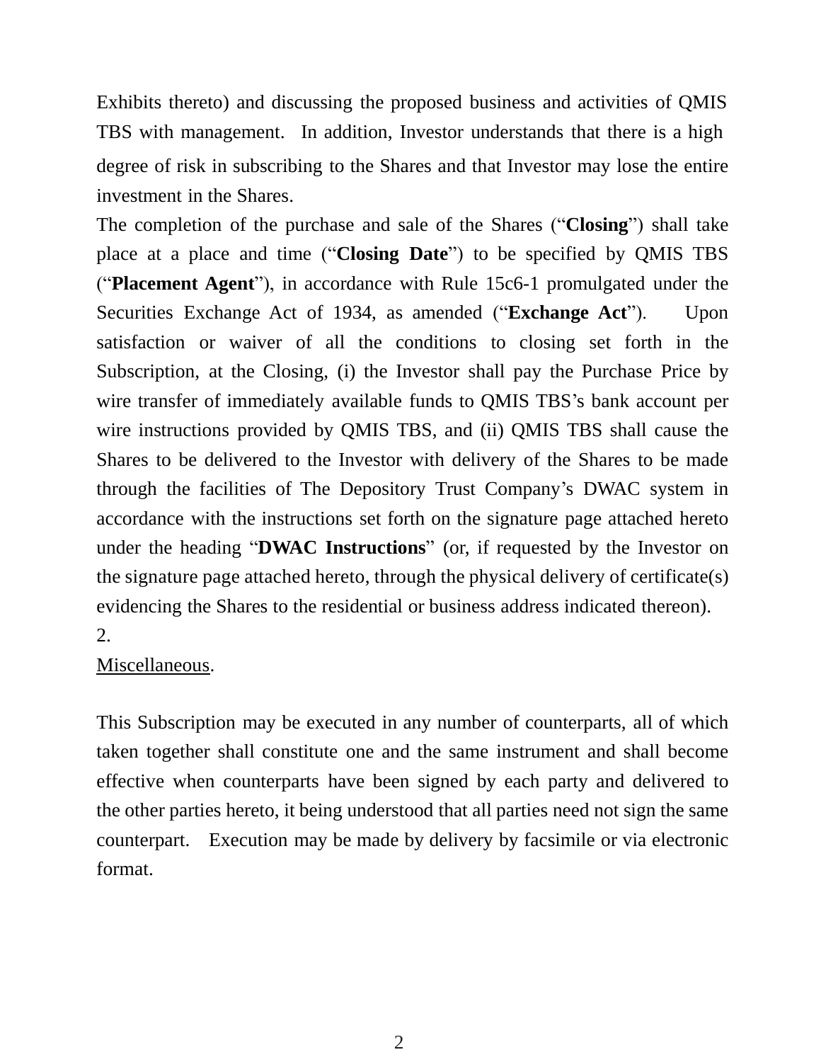Exhibits thereto) and discussing the proposed business and activities of QMIS TBS with management. In addition, Investor understands that there is a high degree of risk in subscribing to the Shares and that Investor may lose the entire investment in the Shares.

The completion of the purchase and sale of the Shares ("**Closing**") shall take place at a place and time ("**Closing Date**") to be specified by QMIS TBS ("**Placement Agent**"), in accordance with Rule 15c6-1 promulgated under the Securities Exchange Act of 1934, as amended ("**Exchange Act**"). Upon satisfaction or waiver of all the conditions to closing set forth in the Subscription, at the Closing, (i) the Investor shall pay the Purchase Price by wire transfer of immediately available funds to QMIS TBS's bank account per wire instructions provided by QMIS TBS, and (ii) QMIS TBS shall cause the Shares to be delivered to the Investor with delivery of the Shares to be made through the facilities of The Depository Trust Company's DWAC system in accordance with the instructions set forth on the signature page attached hereto under the heading "**DWAC Instructions**" (or, if requested by the Investor on the signature page attached hereto, through the physical delivery of certificate(s) evidencing the Shares to the residential or business address indicated thereon).

2.

<u>Miscellaneous</u>.

This Subscription may be executed in any number of counterparts, all of which taken together shall constitute one and the same instrument and shall become effective when counterparts have been signed by each party and delivered to the other parties hereto, it being understood that all parties need not sign the same counterpart. Execution may be made by delivery by facsimile or via electronic format.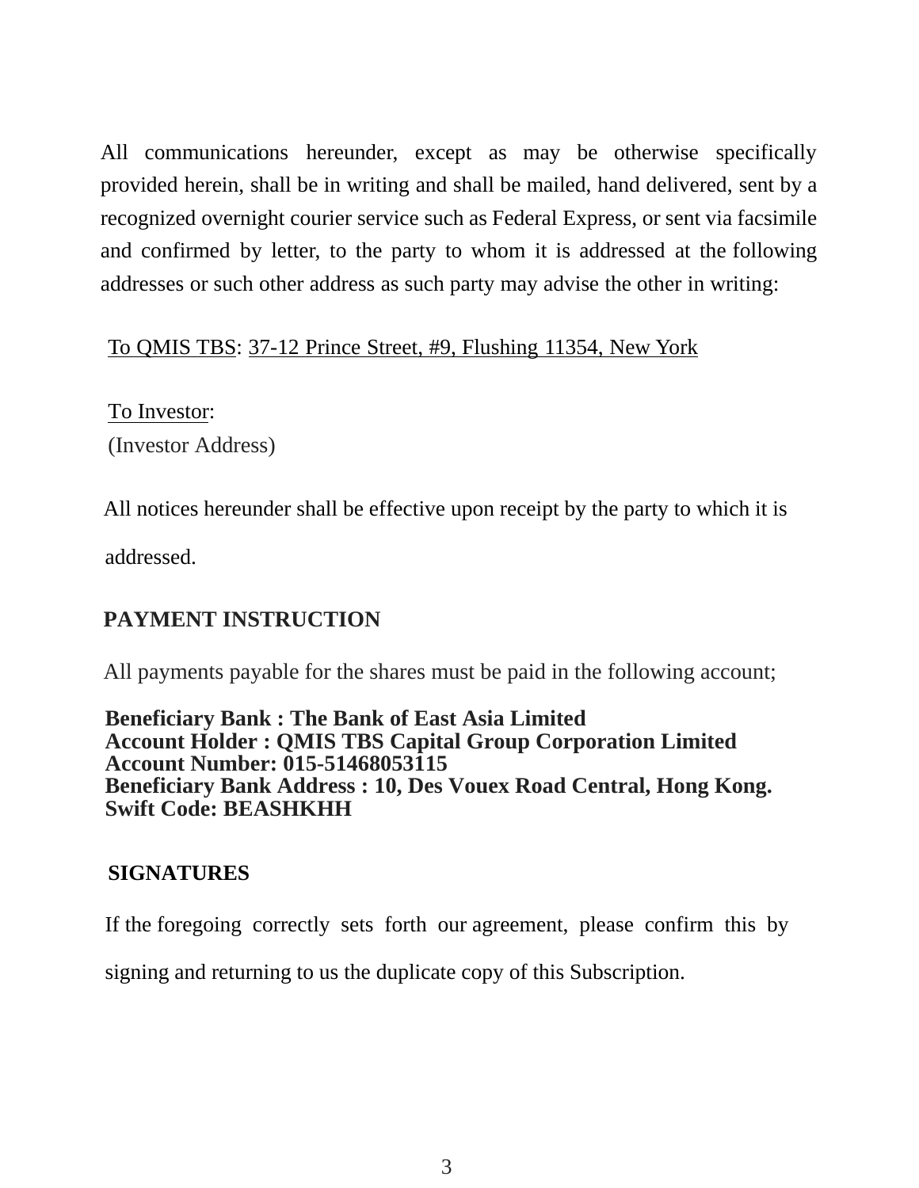All communications hereunder, except as may be otherwise specifically provided herein, shall be in writing and shall be mailed, hand delivered, sent by a recognized overnight courier service such as Federal Express, or sent via facsimile and confirmed by letter, to the party to whom it is addressed at the following addresses or such other address as such party may advise the other in writing:

To QMIS TBS: 37-12 Prince Street, #9, Flushing 11354, New York

To Investor:
(Investor Address)

All notices hereunder shall be effective upon receipt by the party to which it is addressed.

**PAYMENT INSTRUCTION**

All payments payable for the shares must be paid in the following account;

**Beneficiary Bank : The Bank of East Asia Limited**
**Account Holder : QMIS TBS Capital Group Corporation Limited**
**Account Number: 015-51468053115**
**Beneficiary Bank Address : 10, Des Vouex Road Central, Hong Kong.**
**Swift Code: BEASHKHH**

**SIGNATURES**

If the foregoing correctly sets forth our agreement, please confirm this by signing and returning to us the duplicate copy of this Subscription.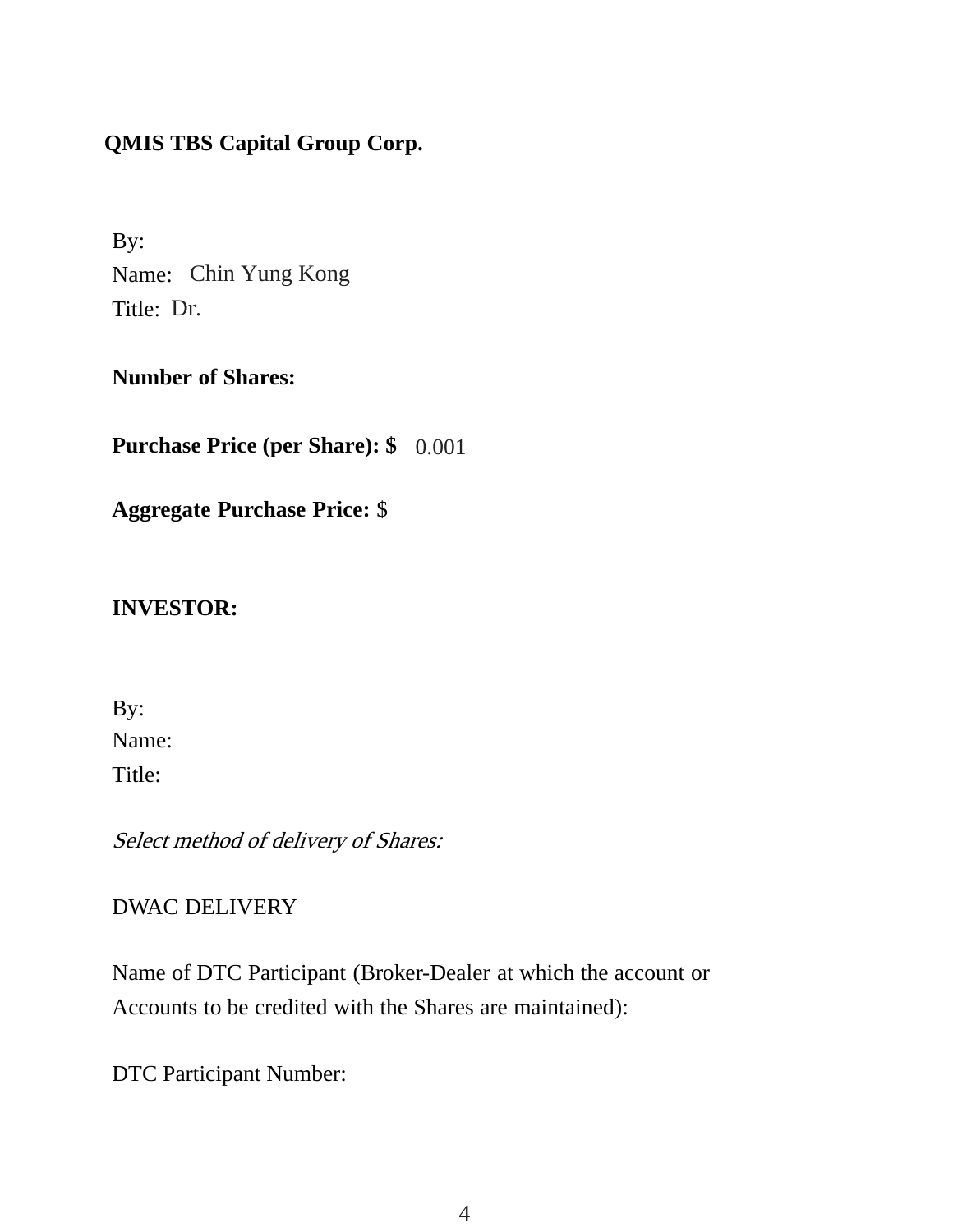**QMIS TBS Capital Group Corp.**

By:
Name: Chin Yung Kong
Title: Dr.

**Number of Shares:**

**Purchase Price (per Share): $** 0.001

**Aggregate Purchase Price:** $

**INVESTOR:**

By:
Name:
Title:

*Select method of delivery of Shares:*

DWAC DELIVERY

Name of DTC Participant (Broker-Dealer at which the account or Accounts to be credited with the Shares are maintained):

DTC Participant Number: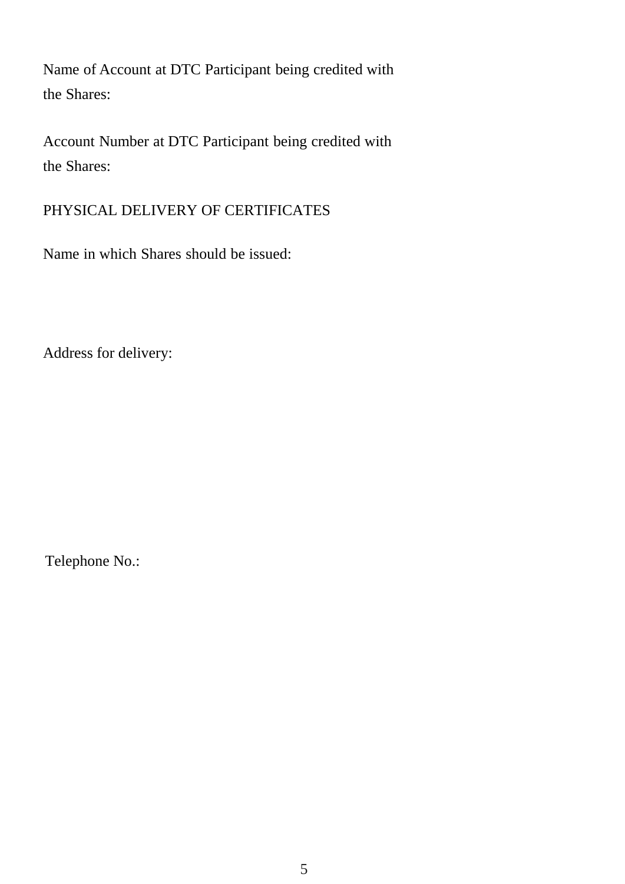Name of Account at DTC Participant being credited with the Shares:

Account Number at DTC Participant being credited with the Shares:

PHYSICAL DELIVERY OF CERTIFICATES

Name in which Shares should be issued:

Address for delivery:

Telephone No.: